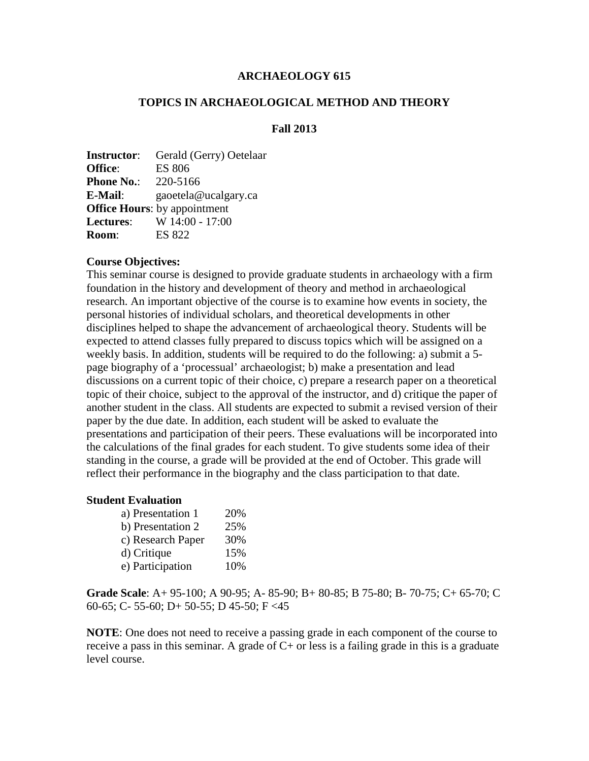# ARCHAEOLOGY 615

## TOPICS IN ARCHAEOLOGICAL METHOD AND THEORY

### Fall 2013

**Instructor**: Gerald (Gerry) Oetelaar
**Office**: ES 806
**Phone No.**: 220-5166
**E-Mail**: gaoetela@ucalgary.ca
**Office Hours**: by appointment
**Lectures**: W 14:00 - 17:00
**Room**: ES 822

**Course Objectives:**
This seminar course is designed to provide graduate students in archaeology with a firm foundation in the history and development of theory and method in archaeological research. An important objective of the course is to examine how events in society, the personal histories of individual scholars, and theoretical developments in other disciplines helped to shape the advancement of archaeological theory. Students will be expected to attend classes fully prepared to discuss topics which will be assigned on a weekly basis. In addition, students will be required to do the following: a) submit a 5-page biography of a 'processual' archaeologist; b) make a presentation and lead discussions on a current topic of their choice, c) prepare a research paper on a theoretical topic of their choice, subject to the approval of the instructor, and d) critique the paper of another student in the class. All students are expected to submit a revised version of their paper by the due date. In addition, each student will be asked to evaluate the presentations and participation of their peers. These evaluations will be incorporated into the calculations of the final grades for each student. To give students some idea of their standing in the course, a grade will be provided at the end of October. This grade will reflect their performance in the biography and the class participation to that date.

**Student Evaluation**

| | |
|---|---|
| a) Presentation 1 | 20% |
| b) Presentation 2 | 25% |
| c) Research Paper | 30% |
| d) Critique | 15% |
| e) Participation | 10% |

**Grade Scale**: A+ 95-100; A 90-95; A- 85-90; B+ 80-85; B 75-80; B- 70-75; C+ 65-70; C 60-65; C- 55-60; D+ 50-55; D 45-50; F <45

**NOTE**: One does not need to receive a passing grade in each component of the course to receive a pass in this seminar. A grade of C+ or less is a failing grade in this is a graduate level course.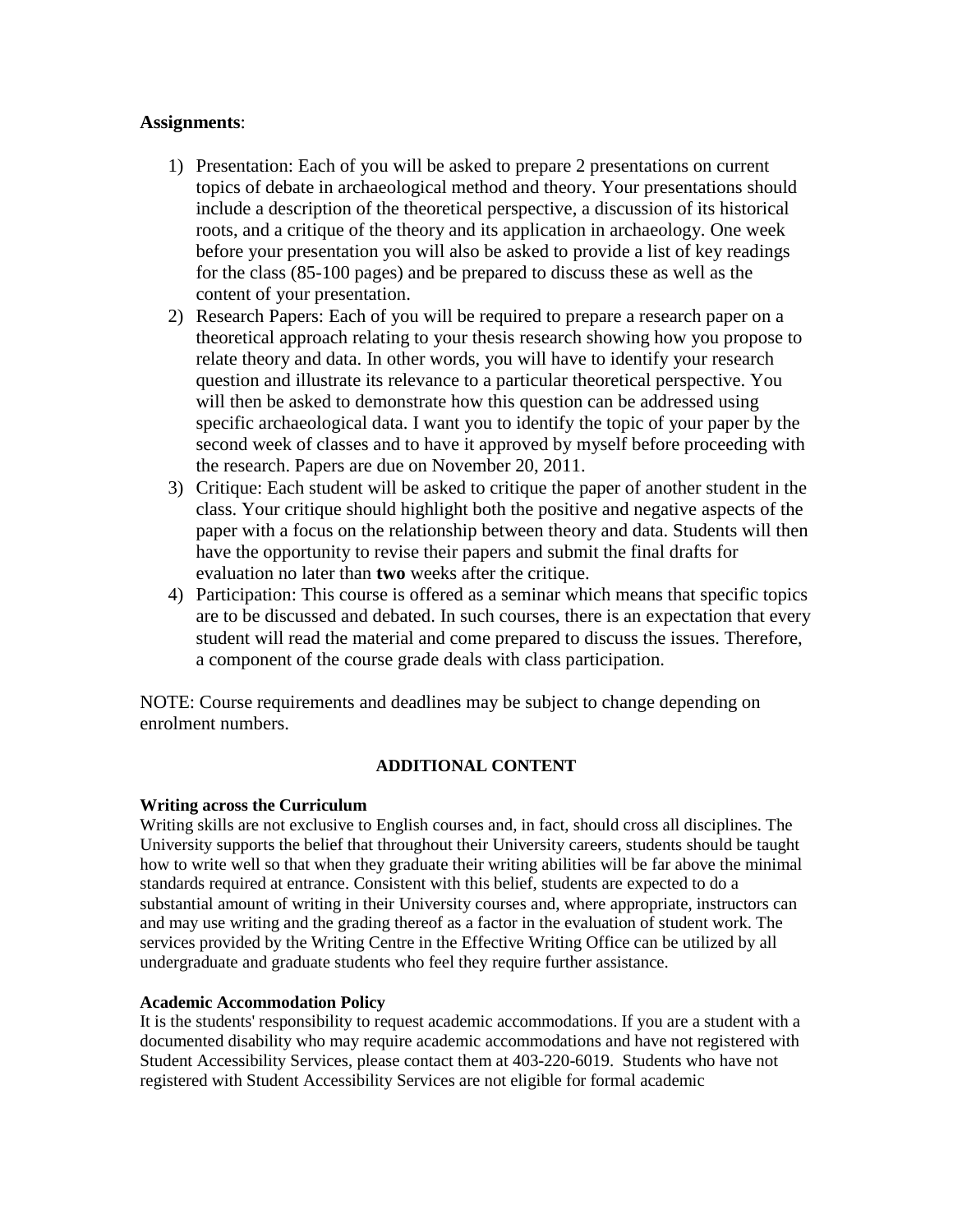**Assignments**:

1) Presentation: Each of you will be asked to prepare 2 presentations on current topics of debate in archaeological method and theory. Your presentations should include a description of the theoretical perspective, a discussion of its historical roots, and a critique of the theory and its application in archaeology. One week before your presentation you will also be asked to provide a list of key readings for the class (85-100 pages) and be prepared to discuss these as well as the content of your presentation.
2) Research Papers: Each of you will be required to prepare a research paper on a theoretical approach relating to your thesis research showing how you propose to relate theory and data. In other words, you will have to identify your research question and illustrate its relevance to a particular theoretical perspective. You will then be asked to demonstrate how this question can be addressed using specific archaeological data. I want you to identify the topic of your paper by the second week of classes and to have it approved by myself before proceeding with the research. Papers are due on November 20, 2011.
3) Critique: Each student will be asked to critique the paper of another student in the class. Your critique should highlight both the positive and negative aspects of the paper with a focus on the relationship between theory and data. Students will then have the opportunity to revise their papers and submit the final drafts for evaluation no later than **two** weeks after the critique.
4) Participation: This course is offered as a seminar which means that specific topics are to be discussed and debated. In such courses, there is an expectation that every student will read the material and come prepared to discuss the issues. Therefore, a component of the course grade deals with class participation.

NOTE: Course requirements and deadlines may be subject to change depending on enrolment numbers.

## ADDITIONAL CONTENT

**Writing across the Curriculum**

Writing skills are not exclusive to English courses and, in fact, should cross all disciplines. The University supports the belief that throughout their University careers, students should be taught how to write well so that when they graduate their writing abilities will be far above the minimal standards required at entrance. Consistent with this belief, students are expected to do a substantial amount of writing in their University courses and, where appropriate, instructors can and may use writing and the grading thereof as a factor in the evaluation of student work. The services provided by the Writing Centre in the Effective Writing Office can be utilized by all undergraduate and graduate students who feel they require further assistance.

**Academic Accommodation Policy**

It is the students' responsibility to request academic accommodations. If you are a student with a documented disability who may require academic accommodations and have not registered with Student Accessibility Services, please contact them at 403-220-6019. Students who have not registered with Student Accessibility Services are not eligible for formal academic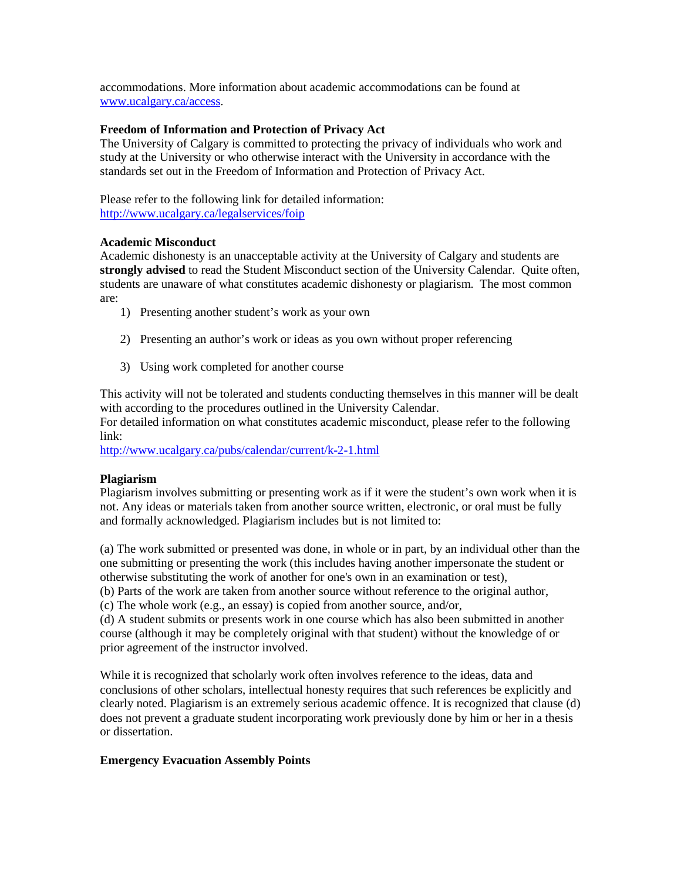accommodations. More information about academic accommodations can be found at [www.ucalgary.ca/access](www.ucalgary.ca/access).

**Freedom of Information and Protection of Privacy Act**

The University of Calgary is committed to protecting the privacy of individuals who work and study at the University or who otherwise interact with the University in accordance with the standards set out in the Freedom of Information and Protection of Privacy Act.

Please refer to the following link for detailed information:
[http://www.ucalgary.ca/legalservices/foip](http://www.ucalgary.ca/legalservices/foip)

**Academic Misconduct**

Academic dishonesty is an unacceptable activity at the University of Calgary and students are **strongly advised** to read the Student Misconduct section of the University Calendar. Quite often, students are unaware of what constitutes academic dishonesty or plagiarism. The most common are:

1) Presenting another student's work as your own

2) Presenting an author's work or ideas as you own without proper referencing

3) Using work completed for another course

This activity will not be tolerated and students conducting themselves in this manner will be dealt with according to the procedures outlined in the University Calendar.
For detailed information on what constitutes academic misconduct, please refer to the following link:
[http://www.ucalgary.ca/pubs/calendar/current/k-2-1.html](http://www.ucalgary.ca/pubs/calendar/current/k-2-1.html)

**Plagiarism**

Plagiarism involves submitting or presenting work as if it were the student's own work when it is not. Any ideas or materials taken from another source written, electronic, or oral must be fully and formally acknowledged. Plagiarism includes but is not limited to:

(a) The work submitted or presented was done, in whole or in part, by an individual other than the one submitting or presenting the work (this includes having another impersonate the student or otherwise substituting the work of another for one's own in an examination or test),
(b) Parts of the work are taken from another source without reference to the original author,
(c) The whole work (e.g., an essay) is copied from another source, and/or,
(d) A student submits or presents work in one course which has also been submitted in another course (although it may be completely original with that student) without the knowledge of or prior agreement of the instructor involved.

While it is recognized that scholarly work often involves reference to the ideas, data and conclusions of other scholars, intellectual honesty requires that such references be explicitly and clearly noted. Plagiarism is an extremely serious academic offence. It is recognized that clause (d) does not prevent a graduate student incorporating work previously done by him or her in a thesis or dissertation.

**Emergency Evacuation Assembly Points**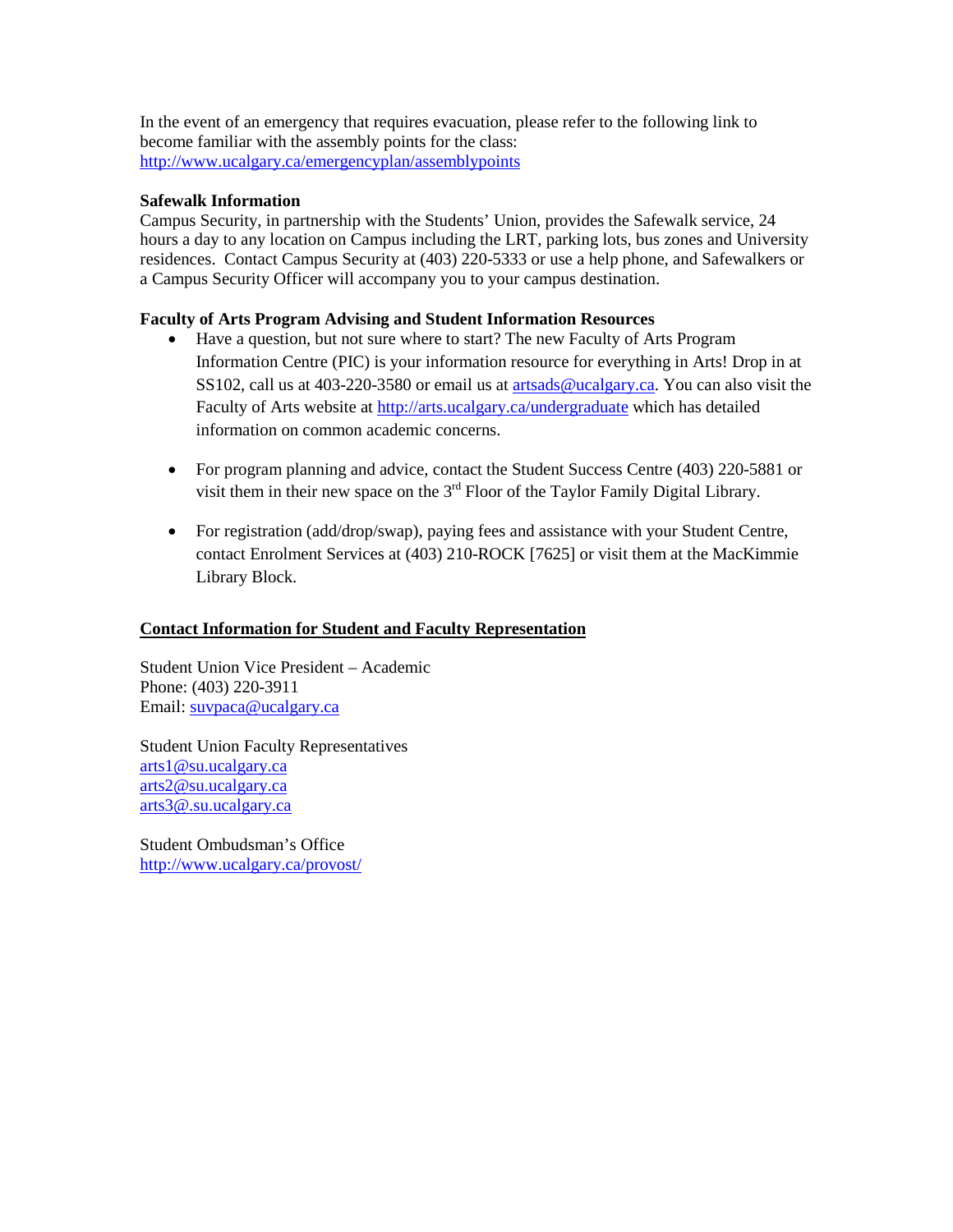In the event of an emergency that requires evacuation, please refer to the following link to become familiar with the assembly points for the class:
http://www.ucalgary.ca/emergencyplan/assemblypoints

**Safewalk Information**

Campus Security, in partnership with the Students' Union, provides the Safewalk service, 24 hours a day to any location on Campus including the LRT, parking lots, bus zones and University residences. Contact Campus Security at (403) 220-5333 or use a help phone, and Safewalkers or a Campus Security Officer will accompany you to your campus destination.

**Faculty of Arts Program Advising and Student Information Resources**

- Have a question, but not sure where to start? The new Faculty of Arts Program Information Centre (PIC) is your information resource for everything in Arts! Drop in at SS102, call us at 403-220-3580 or email us at artsads@ucalgary.ca. You can also visit the Faculty of Arts website at http://arts.ucalgary.ca/undergraduate which has detailed information on common academic concerns.

- For program planning and advice, contact the Student Success Centre (403) 220-5881 or visit them in their new space on the 3rd Floor of the Taylor Family Digital Library.

- For registration (add/drop/swap), paying fees and assistance with your Student Centre, contact Enrolment Services at (403) 210-ROCK [7625] or visit them at the MacKimmie Library Block.

**Contact Information for Student and Faculty Representation**

Student Union Vice President – Academic
Phone: (403) 220-3911
Email: suvpaca@ucalgary.ca

Student Union Faculty Representatives
arts1@su.ucalgary.ca
arts2@su.ucalgary.ca
arts3@.su.ucalgary.ca

Student Ombudsman's Office
http://www.ucalgary.ca/provost/